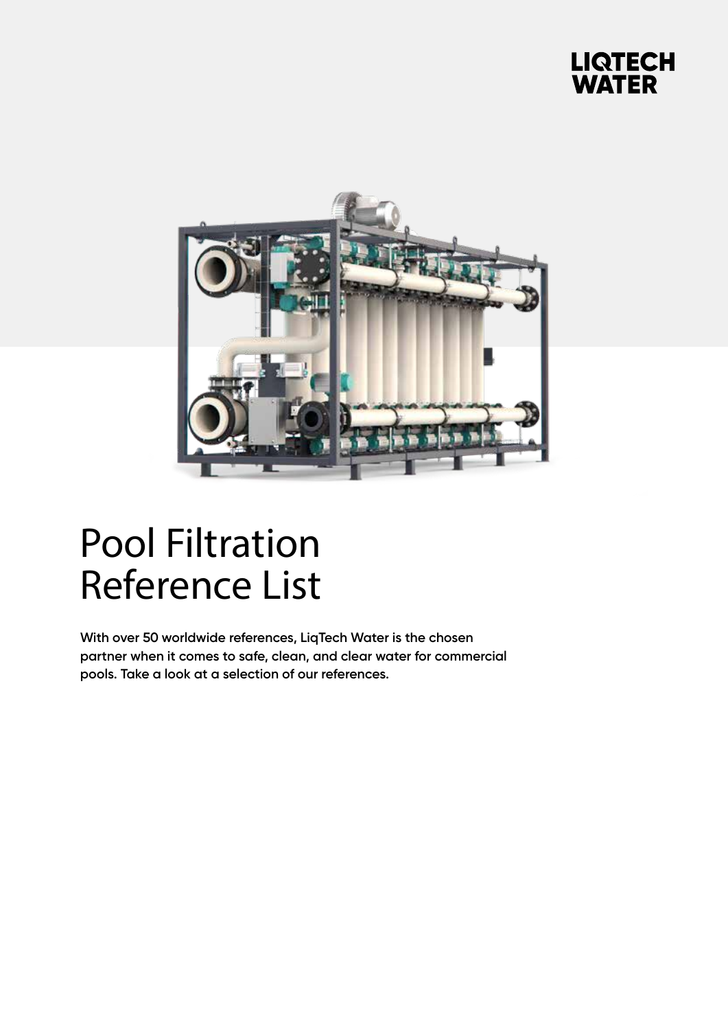LIQTECH WATER

# Pool Filtration Reference List

**With over 50 worldwide references, LiqTech Water is the chosen partner when it comes to safe, clean, and clear water for commercial pools. Take a look at a selection of our references.**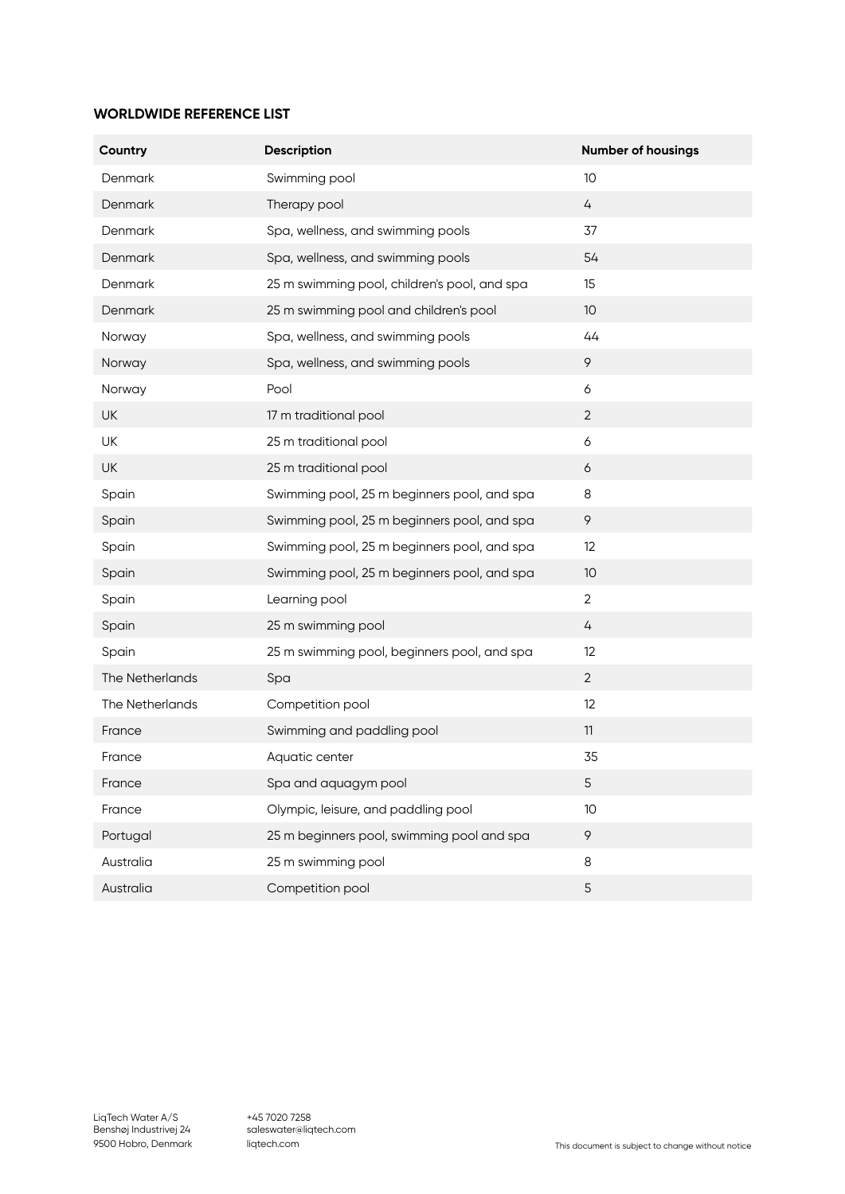**WORLDWIDE REFERENCE LIST**

| Country | Description | Number of housings |
|---|---|---|
| Denmark | Swimming pool | 10 |
| Denmark | Therapy pool | 4 |
| Denmark | Spa, wellness, and swimming pools | 37 |
| Denmark | Spa, wellness, and swimming pools | 54 |
| Denmark | 25 m swimming pool, children's pool, and spa | 15 |
| Denmark | 25 m swimming pool and children's pool | 10 |
| Norway | Spa, wellness, and swimming pools | 44 |
| Norway | Spa, wellness, and swimming pools | 9 |
| Norway | Pool | 6 |
| UK | 17 m traditional pool | 2 |
| UK | 25 m traditional pool | 6 |
| UK | 25 m traditional pool | 6 |
| Spain | Swimming pool, 25 m beginners pool, and spa | 8 |
| Spain | Swimming pool, 25 m beginners pool, and spa | 9 |
| Spain | Swimming pool, 25 m beginners pool, and spa | 12 |
| Spain | Swimming pool, 25 m beginners pool, and spa | 10 |
| Spain | Learning pool | 2 |
| Spain | 25 m swimming pool | 4 |
| Spain | 25 m swimming pool, beginners pool, and spa | 12 |
| The Netherlands | Spa | 2 |
| The Netherlands | Competition pool | 12 |
| France | Swimming and paddling pool | 11 |
| France | Aquatic center | 35 |
| France | Spa and aquagym pool | 5 |
| France | Olympic, leisure, and paddling pool | 10 |
| Portugal | 25 m beginners pool, swimming pool and spa | 9 |
| Australia | 25 m swimming pool | 8 |
| Australia | Competition pool | 5 |

LiqTech Water A/S
Benshøj Industrivej 24
9500 Hobro, Denmark

+45 7020 7258
saleswater@liqtech.com
liqtech.com

This document is subject to change without notice